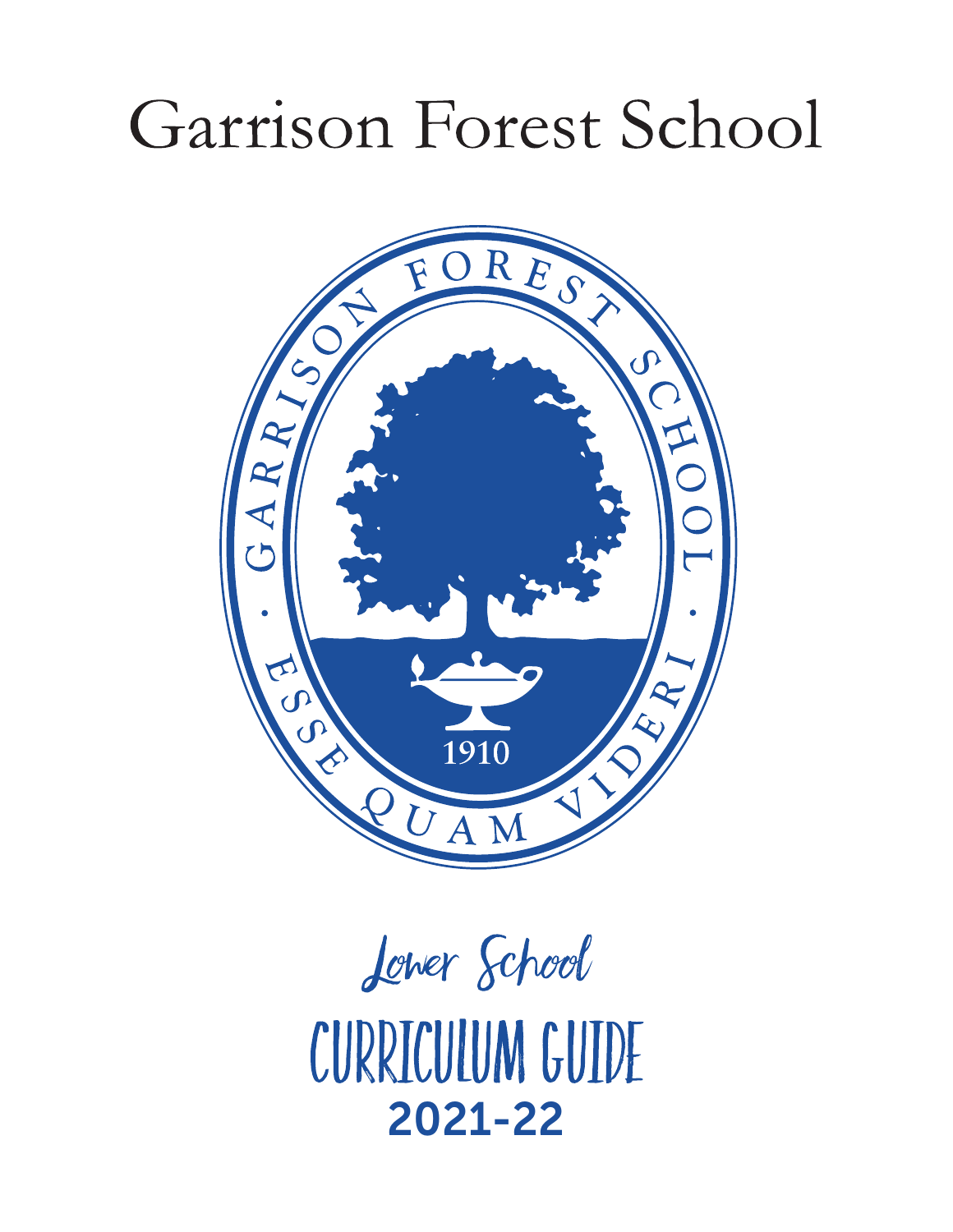# Garrison Forest School

GARRISON FOREST SCHOOL · ESSE QUAM VIDERI

1910

## Lower School

## CURRICULUM GUIDE

## 2021-22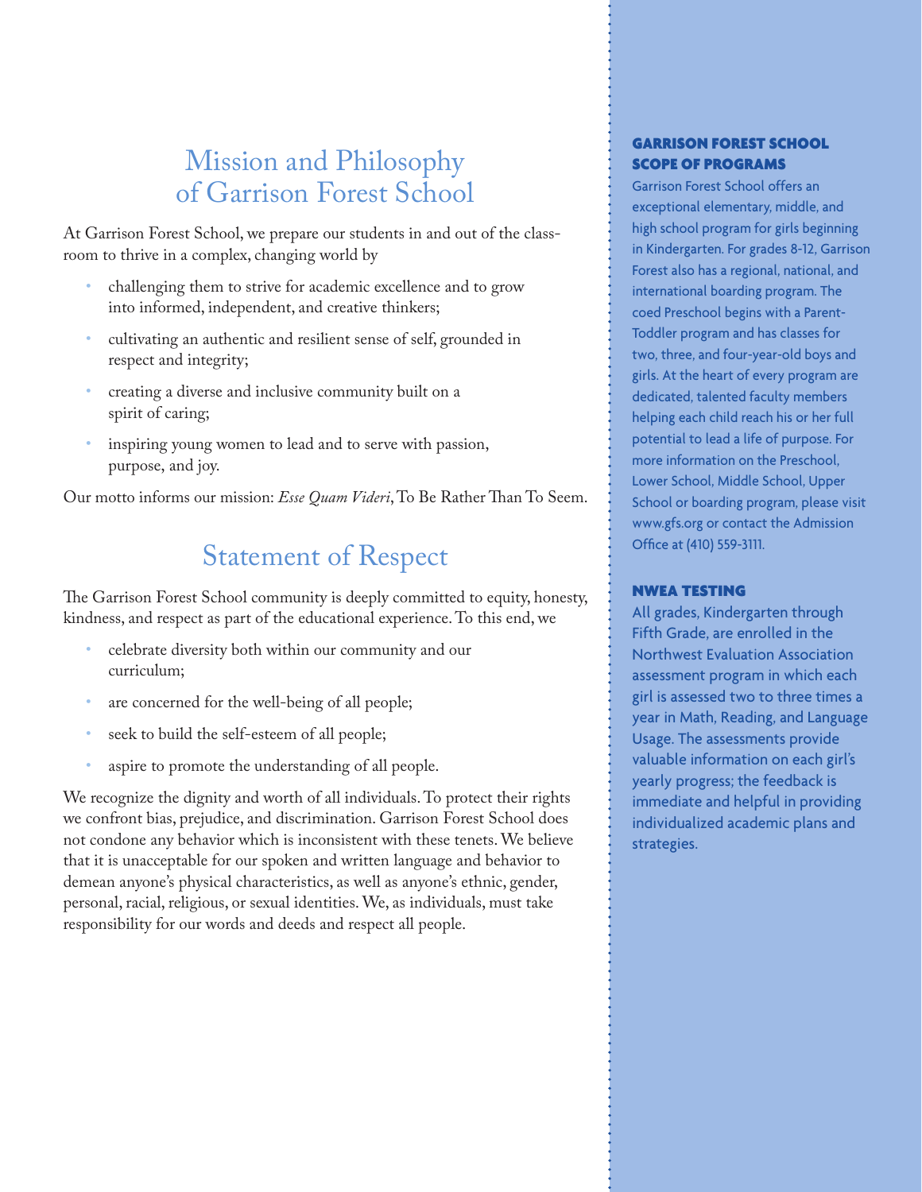# Mission and Philosophy of Garrison Forest School

At Garrison Forest School, we prepare our students in and out of the classroom to thrive in a complex, changing world by

- challenging them to strive for academic excellence and to grow into informed, independent, and creative thinkers;
- cultivating an authentic and resilient sense of self, grounded in respect and integrity;
- creating a diverse and inclusive community built on a spirit of caring;
- inspiring young women to lead and to serve with passion, purpose, and joy.

Our motto informs our mission: *Esse Quam Videri*, To Be Rather Than To Seem.

# Statement of Respect

The Garrison Forest School community is deeply committed to equity, honesty, kindness, and respect as part of the educational experience. To this end, we

- celebrate diversity both within our community and our curriculum;
- are concerned for the well-being of all people;
- seek to build the self-esteem of all people;
- aspire to promote the understanding of all people.

We recognize the dignity and worth of all individuals. To protect their rights we confront bias, prejudice, and discrimination. Garrison Forest School does not condone any behavior which is inconsistent with these tenets. We believe that it is unacceptable for our spoken and written language and behavior to demean anyone's physical characteristics, as well as anyone's ethnic, gender, personal, racial, religious, or sexual identities. We, as individuals, must take responsibility for our words and deeds and respect all people.

## GARRISON FOREST SCHOOL SCOPE OF PROGRAMS

Garrison Forest School offers an exceptional elementary, middle, and high school program for girls beginning in Kindergarten. For grades 8-12, Garrison Forest also has a regional, national, and international boarding program. The coed Preschool begins with a Parent-Toddler program and has classes for two, three, and four-year-old boys and girls. At the heart of every program are dedicated, talented faculty members helping each child reach his or her full potential to lead a life of purpose. For more information on the Preschool, Lower School, Middle School, Upper School or boarding program, please visit www.gfs.org or contact the Admission Office at (410) 559-3111.

## NWEA TESTING

All grades, Kindergarten through Fifth Grade, are enrolled in the Northwest Evaluation Association assessment program in which each girl is assessed two to three times a year in Math, Reading, and Language Usage. The assessments provide valuable information on each girl's yearly progress; the feedback is immediate and helpful in providing individualized academic plans and strategies.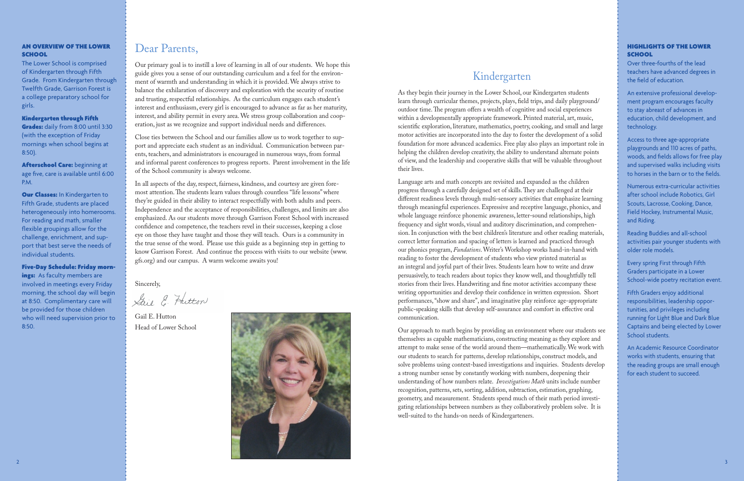## AN OVERVIEW OF THE LOWER SCHOOL

The Lower School is comprised of Kindergarten through Fifth Grade. From Kindergarten through Twelfth Grade, Garrison Forest is a college preparatory school for girls.

**Kindergarten through Fifth Grades:** daily from 8:00 until 3:30 (with the exception of Friday mornings when school begins at 8:50).

**Afterschool Care:** beginning at age five, care is available until 6:00 P.M.

**Our Classes:** In Kindergarten to Fifth Grade, students are placed heterogeneously into homerooms. For reading and math, smaller flexible groupings allow for the challenge, enrichment, and support that best serve the needs of individual students.

**Five-Day Schedule: Friday mornings:** As faculty members are involved in meetings every Friday morning, the school day will begin at 8:50. Complimentary care will be provided for those children who will need supervision prior to 8:50.

## Dear Parents,

Our primary goal is to instill a love of learning in all of our students. We hope this guide gives you a sense of our outstanding curriculum and a feel for the environment of warmth and understanding in which it is provided. We always strive to balance the exhilaration of discovery and exploration with the security of routine and trusting, respectful relationships. As the curriculum engages each student's interest and enthusiasm, every girl is encouraged to advance as far as her maturity, interest, and ability permit in every area. We stress group collaboration and cooperation, just as we recognize and support individual needs and differences.

Close ties between the School and our families allow us to work together to support and appreciate each student as an individual. Communication between parents, teachers, and administrators is encouraged in numerous ways, from formal and informal parent conferences to progress reports. Parent involvement in the life of the School community is always welcome.

In all aspects of the day, respect, fairness, kindness, and courtesy are given foremost attention. The students learn values through countless "life lessons" where they're guided in their ability to interact respectfully with both adults and peers. Independence and the acceptance of responsibilities, challenges, and limits are also emphasized. As our students move through Garrison Forest School with increased confidence and competence, the teachers revel in their successes, keeping a close eye on those they have taught and those they will teach. Ours is a community in the true sense of the word. Please use this guide as a beginning step in getting to know Garrison Forest. And continue the process with visits to our website (www.gfs.org) and our campus. A warm welcome awaits you!

Sincerely,

Gail E. Hutton
Head of Lower School

## Kindergarten

As they begin their journey in the Lower School, our Kindergarten students learn through curricular themes, projects, plays, field trips, and daily playground/outdoor time. The program offers a wealth of cognitive and social experiences within a developmentally appropriate framework. Printed material, art, music, scientific exploration, literature, mathematics, poetry, cooking, and small and large motor activities are incorporated into the day to foster the development of a solid foundation for more advanced academics. Free play also plays an important role in helping the children develop creativity, the ability to understand alternate points of view, and the leadership and cooperative skills that will be valuable throughout their lives.

Language arts and math concepts are revisited and expanded as the children progress through a carefully designed set of skills. They are challenged at their different readiness levels through multi-sensory activities that emphasize learning through meaningful experiences. Expressive and receptive language, phonics, and whole language reinforce phonemic awareness, letter-sound relationships, high frequency and sight words, visual and auditory discrimination, and comprehension. In conjunction with the best children's literature and other reading materials, correct letter formation and spacing of letters is learned and practiced through our phonics program, *Fundations*. Writer's Workshop works hand-in-hand with reading to foster the development of students who view printed material as an integral and joyful part of their lives. Students learn how to write and draw persuasively, to teach readers about topics they know well, and thoughtfully tell stories from their lives. Handwriting and fine motor activities accompany these writing opportunities and develop their confidence in written expression. Short performances, "show and share", and imaginative play reinforce age-appropriate public-speaking skills that develop self-assurance and comfort in effective oral communication.

Our approach to math begins by providing an environment where our students see themselves as capable mathematicians, constructing meaning as they explore and attempt to make sense of the world around them—mathematically. We work with our students to search for patterns, develop relationships, construct models, and solve problems using context-based investigations and inquiries. Students develop a strong number sense by constantly working with numbers, deepening their understanding of how numbers relate. *Investigations Math* units include number recognition, patterns, sets, sorting, addition, subtraction, estimation, graphing, geometry, and measurement. Students spend much of their math period investigating relationships between numbers as they collaboratively problem solve. It is well-suited to the hands-on needs of Kindergarteners.

## HIGHLIGHTS OF THE LOWER SCHOOL

Over three-fourths of the lead teachers have advanced degrees in the field of education.

An extensive professional development program encourages faculty to stay abreast of advances in education, child development, and technology.

Access to three age-appropriate playgrounds and 110 acres of paths, woods, and fields allows for free play and supervised walks including visits to horses in the barn or to the fields.

Numerous extra-curricular activities after school include Robotics, Girl Scouts, Lacrosse, Cooking, Dance, Field Hockey, Instrumental Music, and Riding.

Reading Buddies and all-school activities pair younger students with older role models.

Every spring First through Fifth Graders participate in a Lower School-wide poetry recitation event.

Fifth Graders enjoy additional responsibilities, leadership opportunities, and privileges including running for Light Blue and Dark Blue Captains and being elected by Lower School students.

An Academic Resource Coordinator works with students, ensuring that the reading groups are small enough for each student to succeed.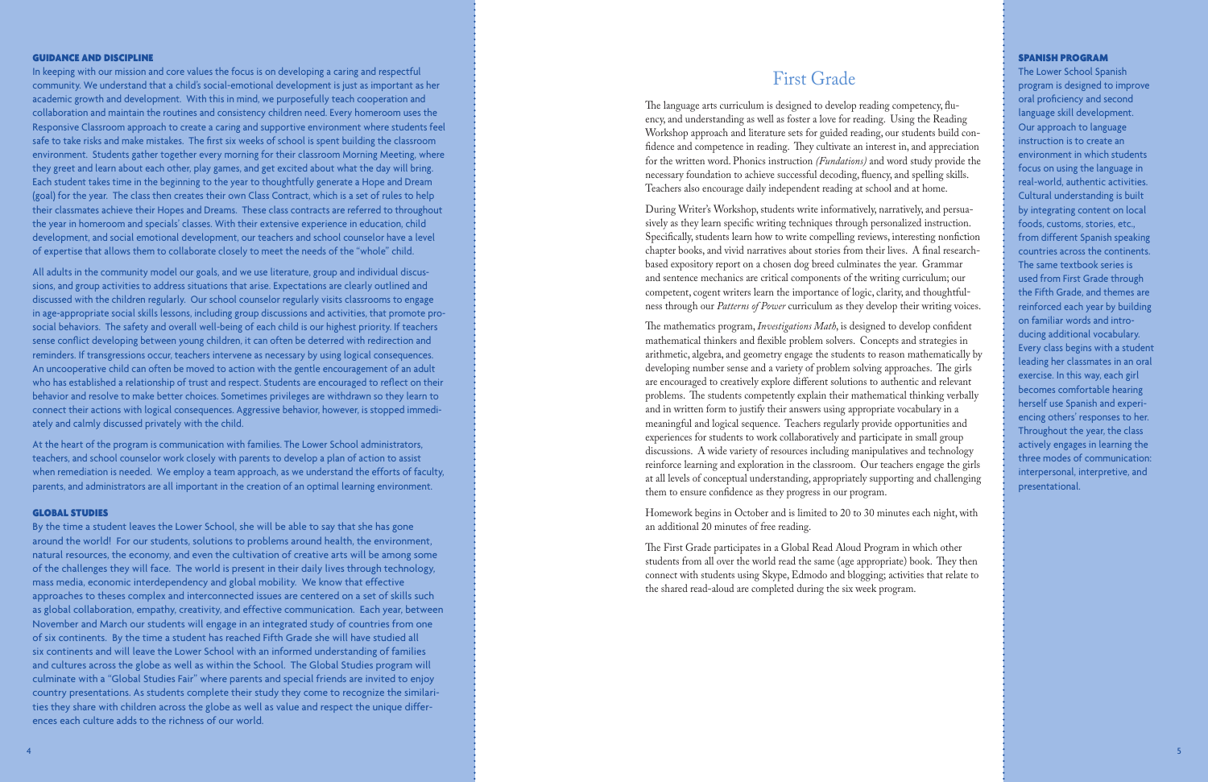## GUIDANCE AND DISCIPLINE

In keeping with our mission and core values the focus is on developing a caring and respectful community. We understand that a child's social-emotional development is just as important as her academic growth and development. With this in mind, we purposefully teach cooperation and collaboration and maintain the routines and consistency children need. Every homeroom uses the Responsive Classroom approach to create a caring and supportive environment where students feel safe to take risks and make mistakes. The first six weeks of school is spent building the classroom environment. Students gather together every morning for their classroom Morning Meeting, where they greet and learn about each other, play games, and get excited about what the day will bring. Each student takes time in the beginning to the year to thoughtfully generate a Hope and Dream (goal) for the year. The class then creates their own Class Contract, which is a set of rules to help their classmates achieve their Hopes and Dreams. These class contracts are referred to throughout the year in homeroom and specials' classes. With their extensive experience in education, child development, and social emotional development, our teachers and school counselor have a level of expertise that allows them to collaborate closely to meet the needs of the "whole" child.

All adults in the community model our goals, and we use literature, group and individual discussions, and group activities to address situations that arise. Expectations are clearly outlined and discussed with the children regularly. Our school counselor regularly visits classrooms to engage in age-appropriate social skills lessons, including group discussions and activities, that promote prosocial behaviors. The safety and overall well-being of each child is our highest priority. If teachers sense conflict developing between young children, it can often be deterred with redirection and reminders. If transgressions occur, teachers intervene as necessary by using logical consequences. An uncooperative child can often be moved to action with the gentle encouragement of an adult who has established a relationship of trust and respect. Students are encouraged to reflect on their behavior and resolve to make better choices. Sometimes privileges are withdrawn so they learn to connect their actions with logical consequences. Aggressive behavior, however, is stopped immediately and calmly discussed privately with the child.

At the heart of the program is communication with families. The Lower School administrators, teachers, and school counselor work closely with parents to develop a plan of action to assist when remediation is needed. We employ a team approach, as we understand the efforts of faculty, parents, and administrators are all important in the creation of an optimal learning environment.

## GLOBAL STUDIES

By the time a student leaves the Lower School, she will be able to say that she has gone around the world! For our students, solutions to problems around health, the environment, natural resources, the economy, and even the cultivation of creative arts will be among some of the challenges they will face. The world is present in their daily lives through technology, mass media, economic interdependency and global mobility. We know that effective approaches to theses complex and interconnected issues are centered on a set of skills such as global collaboration, empathy, creativity, and effective communication. Each year, between November and March our students will engage in an integrated study of countries from one of six continents. By the time a student has reached Fifth Grade she will have studied all six continents and will leave the Lower School with an informed understanding of families and cultures across the globe as well as within the School. The Global Studies program will culminate with a "Global Studies Fair" where parents and special friends are invited to enjoy country presentations. As students complete their study they come to recognize the similarities they share with children across the globe as well as value and respect the unique differences each culture adds to the richness of our world.

# First Grade

The language arts curriculum is designed to develop reading competency, fluency, and understanding as well as foster a love for reading. Using the Reading Workshop approach and literature sets for guided reading, our students build confidence and competence in reading. They cultivate an interest in, and appreciation for the written word. Phonics instruction *(Fundations)* and word study provide the necessary foundation to achieve successful decoding, fluency, and spelling skills. Teachers also encourage daily independent reading at school and at home.

During Writer's Workshop, students write informatively, narratively, and persuasively as they learn specific writing techniques through personalized instruction. Specifically, students learn how to write compelling reviews, interesting nonfiction chapter books, and vivid narratives about stories from their lives. A final research-based expository report on a chosen dog breed culminates the year. Grammar and sentence mechanics are critical components of the writing curriculum; our competent, cogent writers learn the importance of logic, clarity, and thoughtfulness through our *Patterns of Power* curriculum as they develop their writing voices.

The mathematics program, *Investigations Math*, is designed to develop confident mathematical thinkers and flexible problem solvers. Concepts and strategies in arithmetic, algebra, and geometry engage the students to reason mathematically by developing number sense and a variety of problem solving approaches. The girls are encouraged to creatively explore different solutions to authentic and relevant problems. The students competently explain their mathematical thinking verbally and in written form to justify their answers using appropriate vocabulary in a meaningful and logical sequence. Teachers regularly provide opportunities and experiences for students to work collaboratively and participate in small group discussions. A wide variety of resources including manipulatives and technology reinforce learning and exploration in the classroom. Our teachers engage the girls at all levels of conceptual understanding, appropriately supporting and challenging them to ensure confidence as they progress in our program.

Homework begins in October and is limited to 20 to 30 minutes each night, with an additional 20 minutes of free reading.

The First Grade participates in a Global Read Aloud Program in which other students from all over the world read the same (age appropriate) book. They then connect with students using Skype, Edmodo and blogging; activities that relate to the shared read-aloud are completed during the six week program.

## SPANISH PROGRAM

The Lower School Spanish program is designed to improve oral proficiency and second language skill development. Our approach to language instruction is to create an environment in which students focus on using the language in real-world, authentic activities. Cultural understanding is built by integrating content on local foods, customs, stories, etc., from different Spanish speaking countries across the continents. The same textbook series is used from First Grade through the Fifth Grade, and themes are reinforced each year by building on familiar words and introducing additional vocabulary. Every class begins with a student leading her classmates in an oral exercise. In this way, each girl becomes comfortable hearing herself use Spanish and experiencing others' responses to her. Throughout the year, the class actively engages in learning the three modes of communication: interpersonal, interpretive, and presentational.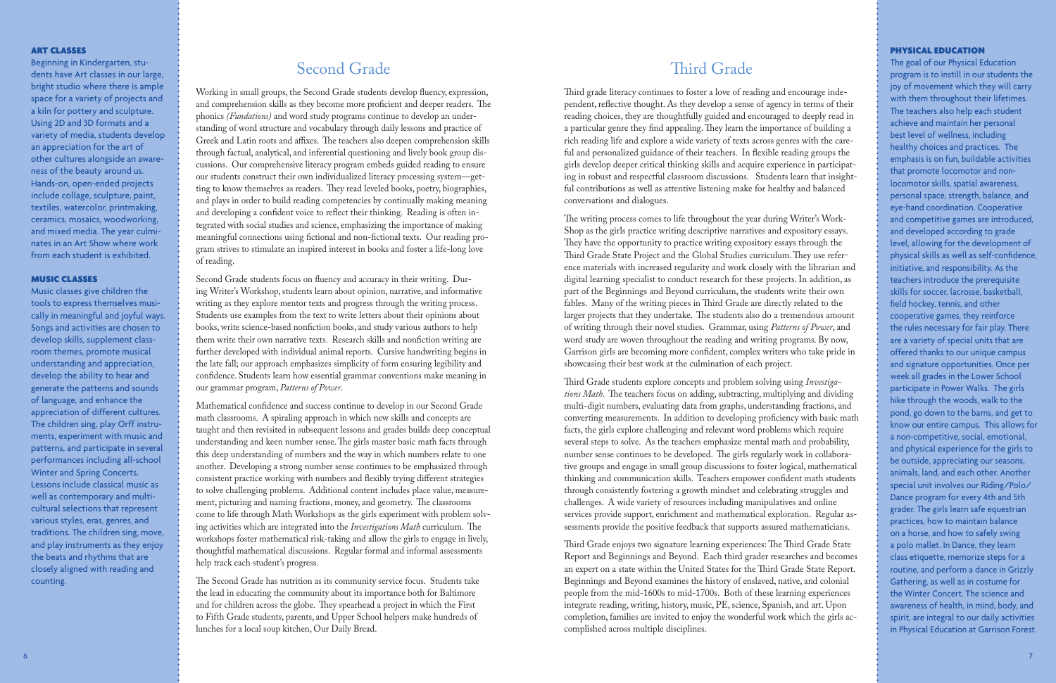### ART CLASSES

Beginning in Kindergarten, students have Art classes in our large, bright studio where there is ample space for a variety of projects and a kiln for pottery and sculpture. Using 2D and 3D formats and a variety of media, students develop an appreciation for the art of other cultures alongside an awareness of the beauty around us. Hands-on, open-ended projects include collage, sculpture, paint, textiles, watercolor, printmaking, ceramics, mosaics, woodworking, and mixed media. The year culminates in an Art Show where work from each student is exhibited.

### MUSIC CLASSES

Music classes give children the tools to express themselves musically in meaningful and joyful ways. Songs and activities are chosen to develop skills, supplement classroom themes, promote musical understanding and appreciation, develop the ability to hear and generate the patterns and sounds of language, and enhance the appreciation of different cultures. The children sing, play Orff instruments, experiment with music and patterns, and participate in several performances including all-school Winter and Spring Concerts. Lessons include classical music as well as contemporary and multicultural selections that represent various styles, eras, genres, and traditions. The children sing, move, and play instruments as they enjoy the beats and rhythms that are closely aligned with reading and counting.

## Second Grade

Working in small groups, the Second Grade students develop fluency, expression, and comprehension skills as they become more proficient and deeper readers. The phonics *(Fundations)* and word study programs continue to develop an understanding of word structure and vocabulary through daily lessons and practice of Greek and Latin roots and affixes. The teachers also deepen comprehension skills through factual, analytical, and inferential questioning and lively book group discussions. Our comprehensive literacy program embeds guided reading to ensure our students construct their own individualized literacy processing system—getting to know themselves as readers. They read leveled books, poetry, biographies, and plays in order to build reading competencies by continually making meaning and developing a confident voice to reflect their thinking. Reading is often integrated with social studies and science, emphasizing the importance of making meaningful connections using fictional and non-fictional texts. Our reading program strives to stimulate an inspired interest in books and foster a life-long love of reading.

Second Grade students focus on fluency and accuracy in their writing. During Writer's Workshop, students learn about opinion, narrative, and informative writing as they explore mentor texts and progress through the writing process. Students use examples from the text to write letters about their opinions about books, write science-based nonfiction books, and study various authors to help them write their own narrative texts. Research skills and nonfiction writing are further developed with individual animal reports. Cursive handwriting begins in the late fall; our approach emphasizes simplicity of form ensuring legibility and confidence. Students learn how essential grammar conventions make meaning in our grammar program, *Patterns of Power*.

Mathematical confidence and success continue to develop in our Second Grade math classrooms. A spiraling approach in which new skills and concepts are taught and then revisited in subsequent lessons and grades builds deep conceptual understanding and keen number sense. The girls master basic math facts through this deep understanding of numbers and the way in which numbers relate to one another. Developing a strong number sense continues to be emphasized through consistent practice working with numbers and flexibly trying different strategies to solve challenging problems. Additional content includes place value, measurement, picturing and naming fractions, money, and geometry. The classrooms come to life through Math Workshops as the girls experiment with problem solving activities which are integrated into the *Investigations Math* curriculum. The workshops foster mathematical risk-taking and allow the girls to engage in lively, thoughtful mathematical discussions. Regular formal and informal assessments help track each student's progress.

The Second Grade has nutrition as its community service focus. Students take the lead in educating the community about its importance both for Baltimore and for children across the globe. They spearhead a project in which the First to Fifth Grade students, parents, and Upper School helpers make hundreds of lunches for a local soup kitchen, Our Daily Bread.

## Third Grade

Third grade literacy continues to foster a love of reading and encourage independent, reflective thought. As they develop a sense of agency in terms of their reading choices, they are thoughtfully guided and encouraged to deeply read in a particular genre they find appealing. They learn the importance of building a rich reading life and explore a wide variety of texts across genres with the careful and personalized guidance of their teachers. In flexible reading groups the girls develop deeper critical thinking skills and acquire experience in participating in robust and respectful classroom discussions. Students learn that insightful contributions as well as attentive listening make for healthy and balanced conversations and dialogues.

The writing process comes to life throughout the year during Writer's WorkShop as the girls practice writing descriptive narratives and expository essays. They have the opportunity to practice writing expository essays through the Third Grade State Project and the Global Studies curriculum. They use reference materials with increased regularity and work closely with the librarian and digital learning specialist to conduct research for these projects. In addition, as part of the Beginnings and Beyond curriculum, the students write their own fables. Many of the writing pieces in Third Grade are directly related to the larger projects that they undertake. The students also do a tremendous amount of writing through their novel studies. Grammar, using *Patterns of Power*, and word study are woven throughout the reading and writing programs. By now, Garrison girls are becoming more confident, complex writers who take pride in showcasing their best work at the culmination of each project.

Third Grade students explore concepts and problem solving using *Investigations Math*. The teachers focus on adding, subtracting, multiplying and dividing multi-digit numbers, evaluating data from graphs, understanding fractions, and converting measurements. In addition to developing proficiency with basic math facts, the girls explore challenging and relevant word problems which require several steps to solve. As the teachers emphasize mental math and probability, number sense continues to be developed. The girls regularly work in collaborative groups and engage in small group discussions to foster logical, mathematical thinking and communication skills. Teachers empower confident math students through consistently fostering a growth mindset and celebrating struggles and challenges. A wide variety of resources including manipulatives and online services provide support, enrichment and mathematical exploration. Regular assessments provide the positive feedback that supports assured mathematicians.

Third Grade enjoys two signature learning experiences: The Third Grade State Report and Beginnings and Beyond. Each third grader researches and becomes an expert on a state within the United States for the Third Grade State Report. Beginnings and Beyond examines the history of enslaved, native, and colonial people from the mid-1600s to mid-1700s. Both of these learning experiences integrate reading, writing, history, music, PE, science, Spanish, and art. Upon completion, families are invited to enjoy the wonderful work which the girls accomplished across multiple disciplines.

### PHYSICAL EDUCATION

The goal of our Physical Education program is to instill in our students the joy of movement which they will carry with them throughout their lifetimes. The teachers also help each student achieve and maintain her personal best level of wellness, including healthy choices and practices. The emphasis is on fun, buildable activities that promote locomotor and non-locomotor skills, spatial awareness, personal space, strength, balance, and eye-hand coordination. Cooperative and competitive games are introduced, and developed according to grade level, allowing for the development of physical skills as well as self-confidence, initiative, and responsibility. As the teachers introduce the prerequisite skills for soccer, lacrosse, basketball, field hockey, tennis, and other cooperative games, they reinforce the rules necessary for fair play. There are a variety of special units that are offered thanks to our unique campus and signature opportunities. Once per week all grades in the Lower School participate in Power Walks. The girls hike through the woods, walk to the pond, go down to the barns, and get to know our entire campus. This allows for a non-competitive, social, emotional, and physical experience for the girls to be outside, appreciating our seasons, animals, land, and each other. Another special unit involves our Riding/Polo/Dance program for every 4th and 5th grader. The girls learn safe equestrian practices, how to maintain balance on a horse, and how to safely swing a polo mallet. In Dance, they learn class etiquette, memorize steps for a routine, and perform a dance in Grizzly Gathering, as well as in costume for the Winter Concert. The science and awareness of health, in mind, body, and spirit, are integral to our daily activities in Physical Education at Garrison Forest.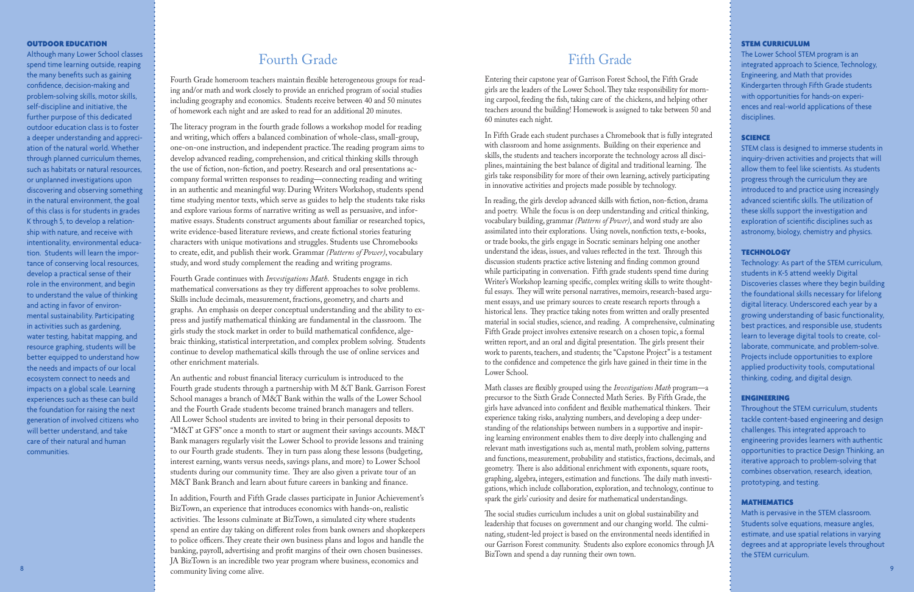#### OUTDOOR EDUCATION

Although many Lower School classes spend time learning outside, reaping the many benefits such as gaining confidence, decision-making and problem-solving skills, motor skills, self-discipline and initiative, the further purpose of this dedicated outdoor education class is to foster a deeper understanding and appreciation of the natural world. Whether through planned curriculum themes, such as habitats or natural resources, or unplanned investigations upon discovering and observing something in the natural environment, the goal of this class is for students in grades K through 5, to develop a relationship with nature, and receive with intentionality, environmental education. Students will learn the importance of conserving local resources, develop a practical sense of their role in the environment, and begin to understand the value of thinking and acting in favor of environmental sustainability. Participating in activities such as gardening, water testing, habitat mapping, and resource graphing, students will be better equipped to understand how the needs and impacts of our local ecosystem connect to needs and impacts on a global scale. Learning experiences such as these can build the foundation for raising the next generation of involved citizens who will better understand, and take care of their natural and human communities.

## Fourth Grade

Fourth Grade homeroom teachers maintain flexible heterogeneous groups for reading and/or math and work closely to provide an enriched program of social studies including geography and economics. Students receive between 40 and 50 minutes of homework each night and are asked to read for an additional 20 minutes.

The literacy program in the fourth grade follows a workshop model for reading and writing, which offers a balanced combination of whole-class, small-group, one-on-one instruction, and independent practice. The reading program aims to develop advanced reading, comprehension, and critical thinking skills through the use of fiction, non-fiction, and poetry. Research and oral presentations accompany formal written responses to reading—connecting reading and writing in an authentic and meaningful way. During Writers Workshop, students spend time studying mentor texts, which serve as guides to help the students take risks and explore various forms of narrative writing as well as persuasive, and informative essays. Students construct arguments about familiar or researched topics, write evidence-based literature reviews, and create fictional stories featuring characters with unique motivations and struggles. Students use Chromebooks to create, edit, and publish their work. Grammar *(Patterns of Power)*, vocabulary study, and word study complement the reading and writing programs.

Fourth Grade continues with *Investigations Math*. Students engage in rich mathematical conversations as they try different approaches to solve problems. Skills include decimals, measurement, fractions, geometry, and charts and graphs. An emphasis on deeper conceptual understanding and the ability to express and justify mathematical thinking are fundamental in the classroom. The girls study the stock market in order to build mathematical confidence, algebraic thinking, statistical interpretation, and complex problem solving. Students continue to develop mathematical skills through the use of online services and other enrichment materials.

An authentic and robust financial literacy curriculum is introduced to the Fourth grade students through a partnership with M &T Bank. Garrison Forest School manages a branch of M&T Bank within the walls of the Lower School and the Fourth Grade students become trained branch managers and tellers. All Lower School students are invited to bring in their personal deposits to "M&T at GFS" once a month to start or augment their savings accounts. M&T Bank managers regularly visit the Lower School to provide lessons and training to our Fourth grade students. They in turn pass along these lessons (budgeting, interest earning, wants versus needs, savings plans, and more) to Lower School students during our community time. They are also given a private tour of an M&T Bank Branch and learn about future careers in banking and finance.

In addition, Fourth and Fifth Grade classes participate in Junior Achievement's BizTown, an experience that introduces economics with hands-on, realistic activities. The lessons culminate at BizTown, a simulated city where students spend an entire day taking on different roles from bank owners and shopkeepers to police officers. They create their own business plans and logos and handle the banking, payroll, advertising and profit margins of their own chosen businesses. JA BizTown is an incredible two year program where business, economics and community living come alive.

## Fifth Grade

Entering their capstone year of Garrison Forest School, the Fifth Grade girls are the leaders of the Lower School. They take responsibility for morning carpool, feeding the fish, taking care of the chickens, and helping other teachers around the building! Homework is assigned to take between 50 and 60 minutes each night.

In Fifth Grade each student purchases a Chromebook that is fully integrated with classroom and home assignments. Building on their experience and skills, the students and teachers incorporate the technology across all disciplines, maintaining the best balance of digital and traditional learning. The girls take responsibility for more of their own learning, actively participating in innovative activities and projects made possible by technology.

In reading, the girls develop advanced skills with fiction, non-fiction, drama and poetry. While the focus is on deep understanding and critical thinking, vocabulary building, grammar *(Patterns of Power)*, and word study are also assimilated into their explorations. Using novels, nonfiction texts, e-books, or trade books, the girls engage in Socratic seminars helping one another understand the ideas, issues, and values reflected in the text. Through this discussion students practice active listening and finding common ground while participating in conversation. Fifth grade students spend time during Writer's Workshop learning specific, complex writing skills to write thoughtful essays. They will write personal narratives, memoirs, research-based argument essays, and use primary sources to create research reports through a historical lens. They practice taking notes from written and orally presented material in social studies, science, and reading. A comprehensive, culminating Fifth Grade project involves extensive research on a chosen topic, a formal written report, and an oral and digital presentation. The girls present their work to parents, teachers, and students; the "Capstone Project" is a testament to the confidence and competence the girls have gained in their time in the Lower School.

Math classes are flexibly grouped using the *Investigations Math* program—a precursor to the Sixth Grade Connected Math Series. By Fifth Grade, the girls have advanced into confident and flexible mathematical thinkers. Their experience taking risks, analyzing numbers, and developing a deep understanding of the relationships between numbers in a supportive and inspiring learning environment enables them to dive deeply into challenging and relevant math investigations such as, mental math, problem solving, patterns and functions, measurement, probability and statistics, fractions, decimals, and geometry. There is also additional enrichment with exponents, square roots, graphing, algebra, integers, estimation and functions. The daily math investigations, which include collaboration, exploration, and technology, continue to spark the girls' curiosity and desire for mathematical understandings.

The social studies curriculum includes a unit on global sustainability and leadership that focuses on government and our changing world. The culminating, student-led project is based on the environmental needs identified in our Garrison Forest community. Students also explore economics through JA BizTown and spend a day running their own town.

#### STEM CURRICULUM

The Lower School STEM program is an integrated approach to Science, Technology, Engineering, and Math that provides Kindergarten through Fifth Grade students with opportunities for hands-on experiences and real-world applications of these disciplines.

#### SCIENCE

STEM class is designed to immerse students in inquiry-driven activities and projects that will allow them to feel like scientists. As students progress through the curriculum they are introduced to and practice using increasingly advanced scientific skills. The utilization of these skills support the investigation and exploration of scientific disciplines such as astronomy, biology, chemistry and physics.

#### TECHNOLOGY

Technology: As part of the STEM curriculum, students in K-5 attend weekly Digital Discoveries classes where they begin building the foundational skills necessary for lifelong digital literacy. Underscored each year by a growing understanding of basic functionality, best practices, and responsible use, students learn to leverage digital tools to create, collaborate, communicate, and problem-solve. Projects include opportunities to explore applied productivity tools, computational thinking, coding, and digital design.

#### ENGINEERING

Throughout the STEM curriculum, students tackle content-based engineering and design challenges. This integrated approach to engineering provides learners with authentic opportunities to practice Design Thinking, an iterative approach to problem-solving that combines observation, research, ideation, prototyping, and testing.

#### MATHEMATICS

Math is pervasive in the STEM classroom. Students solve equations, measure angles, estimate, and use spatial relations in varying degrees and at appropriate levels throughout the STEM curriculum.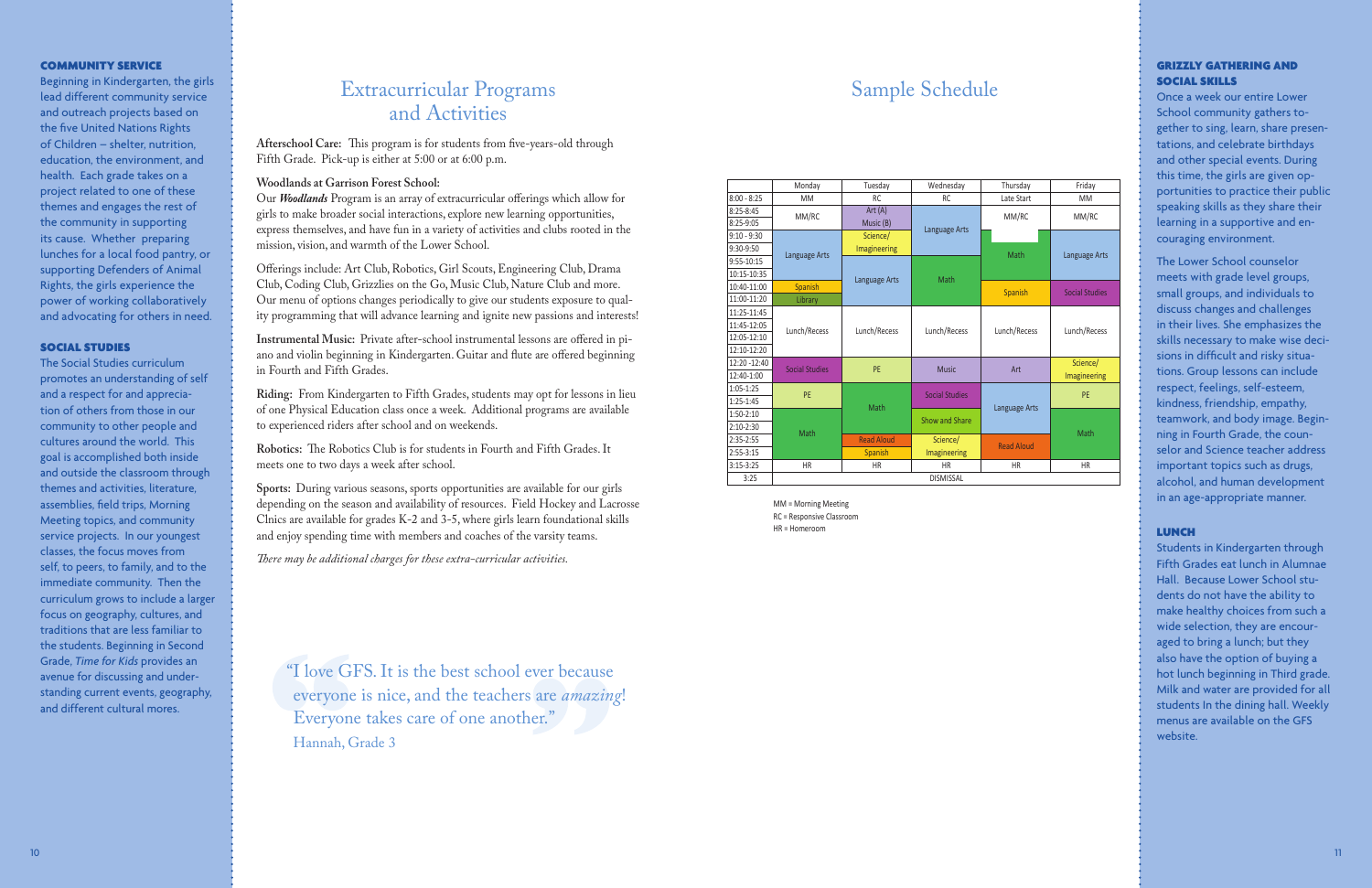### COMMUNITY SERVICE

Beginning in Kindergarten, the girls lead different community service and outreach projects based on the five United Nations Rights of Children – shelter, nutrition, education, the environment, and health. Each grade takes on a project related to one of these themes and engages the rest of the community in supporting its cause. Whether preparing lunches for a local food pantry, or supporting Defenders of Animal Rights, the girls experience the power of working collaboratively and advocating for others in need.

### SOCIAL STUDIES

The Social Studies curriculum promotes an understanding of self and a respect for and appreciation of others from those in our community to other people and cultures around the world. This goal is accomplished both inside and outside the classroom through themes and activities, literature, assemblies, field trips, Morning Meeting topics, and community service projects. In our youngest classes, the focus moves from self, to peers, to family, and to the immediate community. Then the curriculum grows to include a larger focus on geography, cultures, and traditions that are less familiar to the students. Beginning in Second Grade, *Time for Kids* provides an avenue for discussing and understanding current events, geography, and different cultural mores.

## Extracurricular Programs and Activities

**Afterschool Care:** This program is for students from five-years-old through Fifth Grade. Pick-up is either at 5:00 or at 6:00 p.m.

**Woodlands at Garrison Forest School:**
Our ***Woodlands*** Program is an array of extracurricular offerings which allow for girls to make broader social interactions, explore new learning opportunities, express themselves, and have fun in a variety of activities and clubs rooted in the mission, vision, and warmth of the Lower School.

Offerings include: Art Club, Robotics, Girl Scouts, Engineering Club, Drama Club, Coding Club, Grizzlies on the Go, Music Club, Nature Club and more. Our menu of options changes periodically to give our students exposure to quality programming that will advance learning and ignite new passions and interests!

**Instrumental Music:** Private after-school instrumental lessons are offered in piano and violin beginning in Kindergarten. Guitar and flute are offered beginning in Fourth and Fifth Grades.

**Riding:** From Kindergarten to Fifth Grades, students may opt for lessons in lieu of one Physical Education class once a week. Additional programs are available to experienced riders after school and on weekends.

**Robotics:** The Robotics Club is for students in Fourth and Fifth Grades. It meets one to two days a week after school.

**Sports:** During various seasons, sports opportunities are available for our girls depending on the season and availability of resources. Field Hockey and Lacrosse Clnics are available for grades K-2 and 3-5, where girls learn foundational skills and enjoy spending time with members and coaches of the varsity teams.

*There may be additional charges for these extra-curricular activities.*

> "I love GFS. It is the best school ever because everyone is nice, and the teachers are *amazing*! Everyone takes care of one another."
> Hannah, Grade 3

## Sample Schedule

| | Monday | Tuesday | Wednesday | Thursday | Friday |
|---|---|---|---|---|---|
| 8:00 - 8:25 | MM | RC | RC | Late Start | MM |
| 8:25-8:45 | MM/RC | Art (A) | Language Arts | MM/RC | MM/RC |
| 8:25-9:05 | | Music (B) | | | |
| 9:10 - 9:30 | Language Arts | Science/ | | Math | Language Arts |
| 9:30-9:50 | | Imagineering | | | |
| 9:55-10:15 | | Language Arts | Math | | |
| 10:15-10:35 | | | | | |
| 10:40-11:00 | Spanish | | | Spanish | Social Studies |
| 11:00-11:20 | Library | | | | |
| 11:25-11:45 | Lunch/Recess | Lunch/Recess | Lunch/Recess | Lunch/Recess | Lunch/Recess |
| 11:45-12:05 | | | | | |
| 12:05-12:10 | | | | | |
| 12:10-12:20 | | | | | |
| 12:20 -12:40 | Social Studies | PE | Music | Art | Science/ Imagineering |
| 12:40-1:00 | | | | | |
| 1:05-1:25 | PE | Math | Social Studies | Language Arts | PE |
| 1:25-1:45 | | | | | |
| 1:50-2:10 | Math | | Show and Share | | Math |
| 2:10-2:30 | | | | | |
| 2:35-2:55 | | Read Aloud | Science/ Imagineering | Read Aloud | |
| 2:55-3:15 | | Spanish | | | |
| 3:15-3:25 | HR | HR | HR | HR | HR |
| 3:25 | DISMISSAL | | | | |

MM = Morning Meeting
RC = Responsive Classroom
HR = Homeroom

### GRIZZLY GATHERING AND SOCIAL SKILLS

Once a week our entire Lower School community gathers together to sing, learn, share presentations, and celebrate birthdays and other special events. During this time, the girls are given opportunities to practice their public speaking skills as they share their learning in a supportive and encouraging environment.

The Lower School counselor meets with grade level groups, small groups, and individuals to discuss changes and challenges in their lives. She emphasizes the skills necessary to make wise decisions in difficult and risky situations. Group lessons can include respect, feelings, self-esteem, kindness, friendship, empathy, teamwork, and body image. Beginning in Fourth Grade, the counselor and Science teacher address important topics such as drugs, alcohol, and human development in an age-appropriate manner.

### LUNCH

Students in Kindergarten through Fifth Grades eat lunch in Alumnae Hall. Because Lower School students do not have the ability to make healthy choices from such a wide selection, they are encouraged to bring a lunch; but they also have the option of buying a hot lunch beginning in Third grade. Milk and water are provided for all students In the dining hall. Weekly menus are available on the GFS website.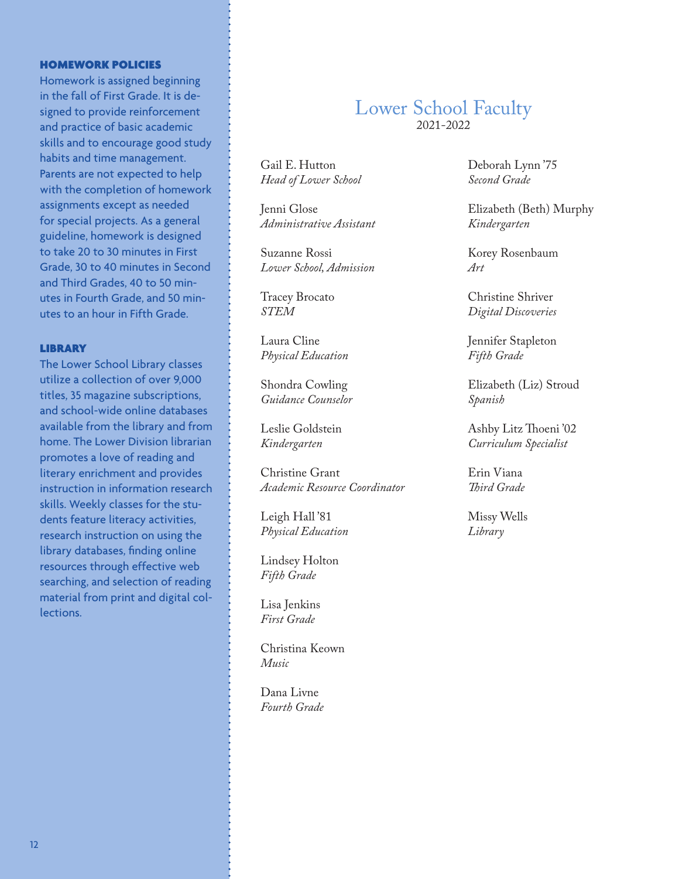### HOMEWORK POLICIES

Homework is assigned beginning in the fall of First Grade. It is designed to provide reinforcement and practice of basic academic skills and to encourage good study habits and time management. Parents are not expected to help with the completion of homework assignments except as needed for special projects. As a general guideline, homework is designed to take 20 to 30 minutes in First Grade, 30 to 40 minutes in Second and Third Grades, 40 to 50 minutes in Fourth Grade, and 50 minutes to an hour in Fifth Grade.

### LIBRARY

The Lower School Library classes utilize a collection of over 9,000 titles, 35 magazine subscriptions, and school-wide online databases available from the library and from home. The Lower Division librarian promotes a love of reading and literary enrichment and provides instruction in information research skills. Weekly classes for the students feature literacy activities, research instruction on using the library databases, finding online resources through effective web searching, and selection of reading material from print and digital collections.

## Lower School Faculty
2021-2022

Gail E. Hutton
*Head of Lower School*

Jenni Glose
*Administrative Assistant*

Suzanne Rossi
*Lower School, Admission*

Tracey Brocato
*STEM*

Laura Cline
*Physical Education*

Shondra Cowling
*Guidance Counselor*

Leslie Goldstein
*Kindergarten*

Christine Grant
*Academic Resource Coordinator*

Leigh Hall '81
*Physical Education*

Lindsey Holton
*Fifth Grade*

Lisa Jenkins
*First Grade*

Christina Keown
*Music*

Dana Livne
*Fourth Grade*

Deborah Lynn '75
*Second Grade*

Elizabeth (Beth) Murphy
*Kindergarten*

Korey Rosenbaum
*Art*

Christine Shriver
*Digital Discoveries*

Jennifer Stapleton
*Fifth Grade*

Elizabeth (Liz) Stroud
*Spanish*

Ashby Litz Thoeni '02
*Curriculum Specialist*

Erin Viana
*Third Grade*

Missy Wells
*Library*